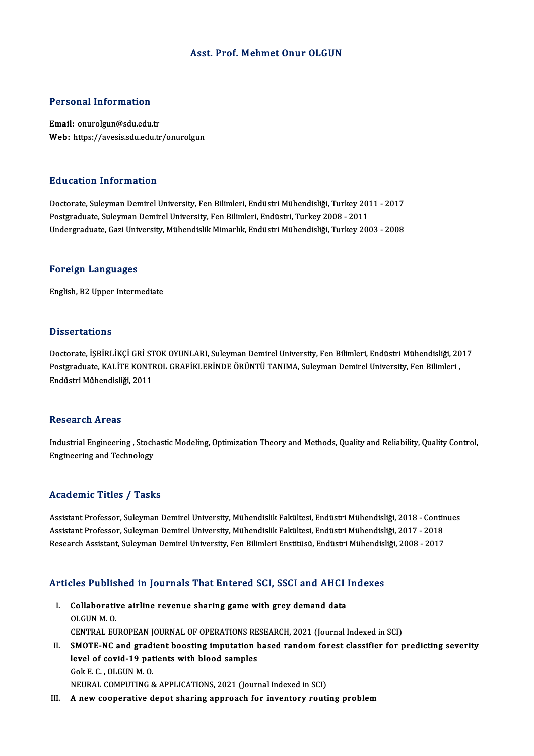# Asst. Prof. Mehmet Onur OLGUN

## Personal Information

**Email:** onurolgun@sdu.edu.tr
**Web:** https://avesis.sdu.edu.tr/onurolgun

## Education Information

Doctorate, Suleyman Demirel University, Fen Bilimleri, Endüstri Mühendisliği, Turkey 2011 - 2017
Postgraduate, Suleyman Demirel University, Fen Bilimleri, Endüstri, Turkey 2008 - 2011
Undergraduate, Gazi University, Mühendislik Mimarlık, Endüstri Mühendisliği, Turkey 2003 - 2008

## Foreign Languages

English, B2 Upper Intermediate

## Dissertations

Doctorate, İŞBİRLİKÇİ GRİ STOK OYUNLARI, Suleyman Demirel University, Fen Bilimleri, Endüstri Mühendisliği, 2017
Postgraduate, KALİTE KONTROL GRAFİKLERİNDE ÖRÜNTÜ TANIMA, Suleyman Demirel University, Fen Bilimleri , Endüstri Mühendisliği, 2011

## Research Areas

Industrial Engineering , Stochastic Modeling, Optimization Theory and Methods, Quality and Reliability, Quality Control, Engineering and Technology

## Academic Titles / Tasks

Assistant Professor, Suleyman Demirel University, Mühendislik Fakültesi, Endüstri Mühendisliği, 2018 - Continues
Assistant Professor, Suleyman Demirel University, Mühendislik Fakültesi, Endüstri Mühendisliği, 2017 - 2018
Research Assistant, Suleyman Demirel University, Fen Bilimleri Enstitüsü, Endüstri Mühendisliği, 2008 - 2017

## Articles Published in Journals That Entered SCI, SSCI and AHCI Indexes

I. **Collaborative airline revenue sharing game with grey demand data**
OLGUN M. O.
CENTRAL EUROPEAN JOURNAL OF OPERATIONS RESEARCH, 2021 (Journal Indexed in SCI)

II. **SMOTE-NC and gradient boosting imputation based random forest classifier for predicting severity level of covid-19 patients with blood samples**
Gok E. C. , OLGUN M. O.
NEURAL COMPUTING & APPLICATIONS, 2021 (Journal Indexed in SCI)

III. **A new cooperative depot sharing approach for inventory routing problem**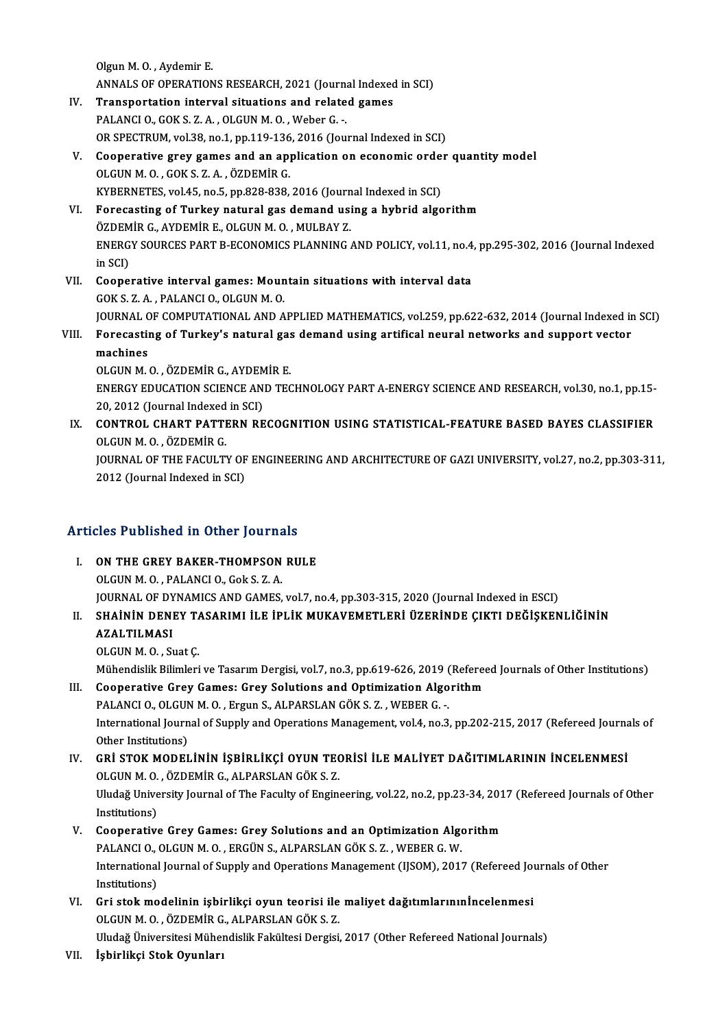Olgun M. O. , Aydemir E.
ANNALS OF OPERATIONS RESEARCH, 2021 (Journal Indexed in SCI)

IV. **Transportation interval situations and related games**
PALANCI O., GOK S. Z. A. , OLGUN M. O. , Weber G. -.
OR SPECTRUM, vol.38, no.1, pp.119-136, 2016 (Journal Indexed in SCI)

V. **Cooperative grey games and an application on economic order quantity model**
OLGUN M. O. , GOK S. Z. A. , ÖZDEMİR G.
KYBERNETES, vol.45, no.5, pp.828-838, 2016 (Journal Indexed in SCI)

VI. **Forecasting of Turkey natural gas demand using a hybrid algorithm**
ÖZDEMİR G., AYDEMİR E., OLGUN M. O. , MULBAY Z.
ENERGY SOURCES PART B-ECONOMICS PLANNING AND POLICY, vol.11, no.4, pp.295-302, 2016 (Journal Indexed in SCI)

VII. **Cooperative interval games: Mountain situations with interval data**
GOK S. Z. A. , PALANCI O., OLGUN M. O.
JOURNAL OF COMPUTATIONAL AND APPLIED MATHEMATICS, vol.259, pp.622-632, 2014 (Journal Indexed in SCI)

VIII. **Forecasting of Turkey's natural gas demand using artifical neural networks and support vector machines**
OLGUN M. O. , ÖZDEMİR G., AYDEMİR E.
ENERGY EDUCATION SCIENCE AND TECHNOLOGY PART A-ENERGY SCIENCE AND RESEARCH, vol.30, no.1, pp.15-20, 2012 (Journal Indexed in SCI)

IX. **CONTROL CHART PATTERN RECOGNITION USING STATISTICAL-FEATURE BASED BAYES CLASSIFIER**
OLGUN M. O. , ÖZDEMİR G.
JOURNAL OF THE FACULTY OF ENGINEERING AND ARCHITECTURE OF GAZI UNIVERSITY, vol.27, no.2, pp.303-311, 2012 (Journal Indexed in SCI)

## Articles Published in Other Journals

I. **ON THE GREY BAKER-THOMPSON RULE**
OLGUN M. O. , PALANCI O., Gok S. Z. A.
JOURNAL OF DYNAMICS AND GAMES, vol.7, no.4, pp.303-315, 2020 (Journal Indexed in ESCI)

II. **SHAİNİN DENEY TASARIMI İLE İPLİK MUKAVEMETLERİ ÜZERİNDE ÇIKTI DEĞİŞKENLİĞİNİN AZALTILMASI**
OLGUN M. O. , Suat Ç.
Mühendislik Bilimleri ve Tasarım Dergisi, vol.7, no.3, pp.619-626, 2019 (Refereed Journals of Other Institutions)

III. **Cooperative Grey Games: Grey Solutions and Optimization Algorithm**
PALANCI O., OLGUN M. O. , Ergun S., ALPARSLAN GÖK S. Z. , WEBER G. -.
International Journal of Supply and Operations Management, vol.4, no.3, pp.202-215, 2017 (Refereed Journals of Other Institutions)

IV. **GRİ STOK MODELİNİN İŞBİRLİKÇİ OYUN TEORİSİ İLE MALİYET DAĞITIMLARININ İNCELENMESİ**
OLGUN M. O. , ÖZDEMİR G., ALPARSLAN GÖK S. Z.
Uludağ University Journal of The Faculty of Engineering, vol.22, no.2, pp.23-34, 2017 (Refereed Journals of Other Institutions)

V. **Cooperative Grey Games: Grey Solutions and an Optimization Algorithm**
PALANCI O., OLGUN M. O. , ERGÜN S., ALPARSLAN GÖK S. Z. , WEBER G. W.
International Journal of Supply and Operations Management (IJSOM), 2017 (Refereed Journals of Other Institutions)

VI. **Gri stok modelinin işbirlikçi oyun teorisi ile maliyet dağıtımlarınınİncelenmesi**
OLGUN M. O. , ÖZDEMİR G., ALPARSLAN GÖK S. Z.
Uludağ Üniversitesi Mühendislik Fakültesi Dergisi, 2017 (Other Refereed National Journals)

VII. **İşbirlikçi Stok Oyunları**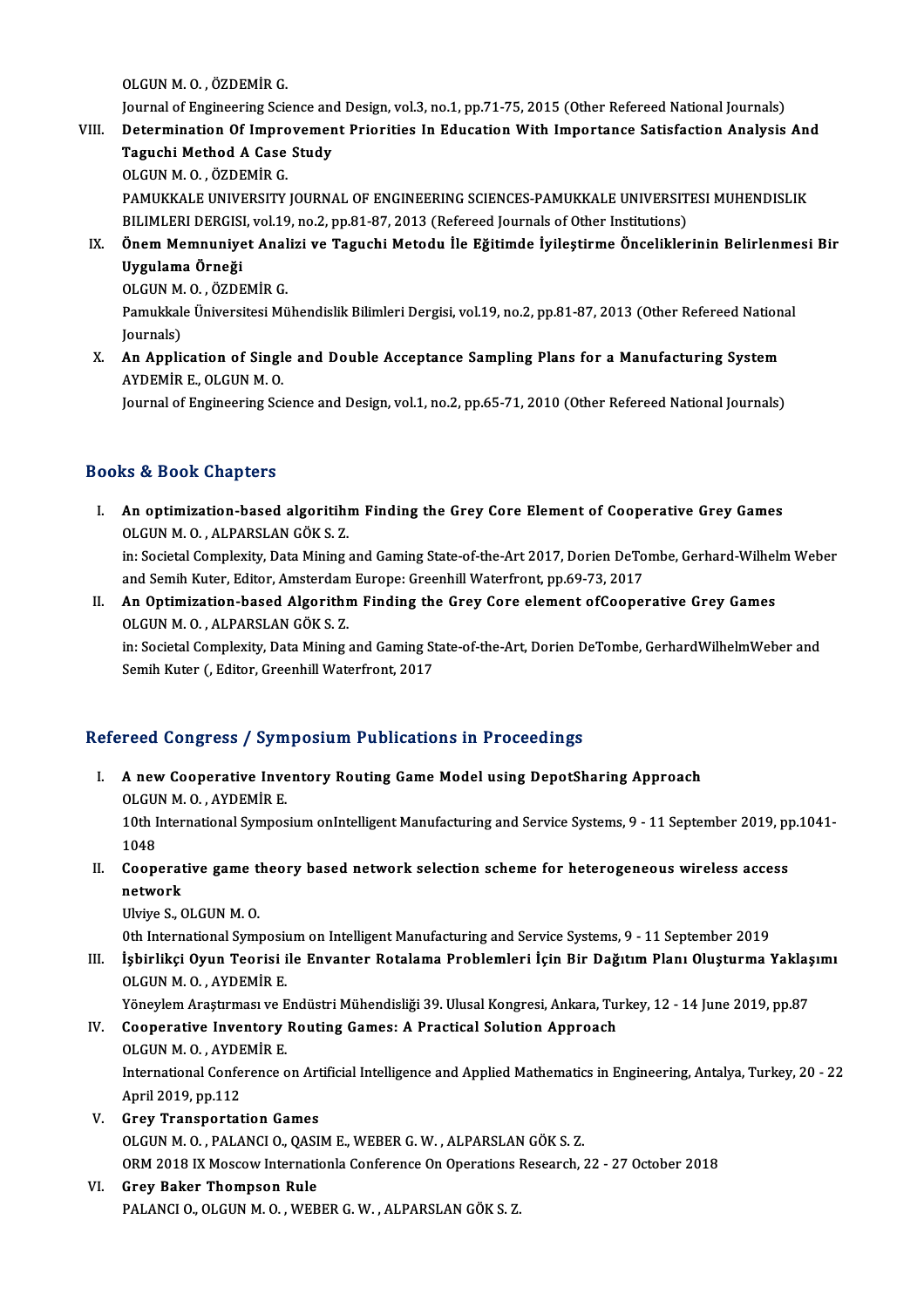OLGUN M. O. , ÖZDEMİR G.
Journal of Engineering Science and Design, vol.3, no.1, pp.71-75, 2015 (Other Refereed National Journals)

VIII. **Determination Of Improvement Priorities In Education With Importance Satisfaction Analysis And Taguchi Method A Case Study**
OLGUN M. O. , ÖZDEMİR G.
PAMUKKALE UNIVERSITY JOURNAL OF ENGINEERING SCIENCES-PAMUKKALE UNIVERSITESI MUHENDISLIK BILIMLERI DERGISI, vol.19, no.2, pp.81-87, 2013 (Refereed Journals of Other Institutions)

IX. **Önem Memnuniyet Analizi ve Taguchi Metodu İle Eğitimde İyileştirme Önceliklerinin Belirlenmesi Bir Uygulama Örneği**
OLGUN M. O. , ÖZDEMİR G.
Pamukkale Üniversitesi Mühendislik Bilimleri Dergisi, vol.19, no.2, pp.81-87, 2013 (Other Refereed National Journals)

X. **An Application of Single and Double Acceptance Sampling Plans for a Manufacturing System**
AYDEMİR E., OLGUN M. O.
Journal of Engineering Science and Design, vol.1, no.2, pp.65-71, 2010 (Other Refereed National Journals)

## Books & Book Chapters

I. **An optimization-based algorithm Finding the Grey Core Element of Cooperative Grey Games**
OLGUN M. O. , ALPARSLAN GÖK S. Z.
in: Societal Complexity, Data Mining and Gaming State-of-the-Art 2017, Dorien DeTombe, Gerhard-Wilhelm Weber and Semih Kuter, Editor, Amsterdam Europe: Greenhill Waterfront, pp.69-73, 2017

II. **An Optimization-based Algorithm Finding the Grey Core element ofCooperative Grey Games**
OLGUN M. O. , ALPARSLAN GÖK S. Z.
in: Societal Complexity, Data Mining and Gaming State-of-the-Art, Dorien DeTombe, GerhardWilhelmWeber and Semih Kuter (, Editor, Greenhill Waterfront, 2017

## Refereed Congress / Symposium Publications in Proceedings

I. **A new Cooperative Inventory Routing Game Model using DepotSharing Approach**
OLGUN M. O. , AYDEMİR E.
10th International Symposium onIntelligent Manufacturing and Service Systems, 9 - 11 September 2019, pp.1041-1048

II. **Cooperative game theory based network selection scheme for heterogeneous wireless access network**
Ulviye S., OLGUN M. O.
0th International Symposium on Intelligent Manufacturing and Service Systems, 9 - 11 September 2019

III. **İşbirlikçi Oyun Teorisi ile Envanter Rotalama Problemleri İçin Bir Dağıtım Planı Oluşturma Yaklaşımı**
OLGUN M. O. , AYDEMİR E.
Yöneylem Araştırması ve Endüstri Mühendisliği 39. Ulusal Kongresi, Ankara, Turkey, 12 - 14 June 2019, pp.87

IV. **Cooperative Inventory Routing Games: A Practical Solution Approach**
OLGUN M. O. , AYDEMİR E.
International Conference on Artificial Intelligence and Applied Mathematics in Engineering, Antalya, Turkey, 20 - 22 April 2019, pp.112

V. **Grey Transportation Games**
OLGUN M. O. , PALANCI O., QASIM E., WEBER G. W. , ALPARSLAN GÖK S. Z.
ORM 2018 IX Moscow Internationla Conference On Operations Research, 22 - 27 October 2018

VI. **Grey Baker Thompson Rule**
PALANCI O., OLGUN M. O. , WEBER G. W. , ALPARSLAN GÖK S. Z.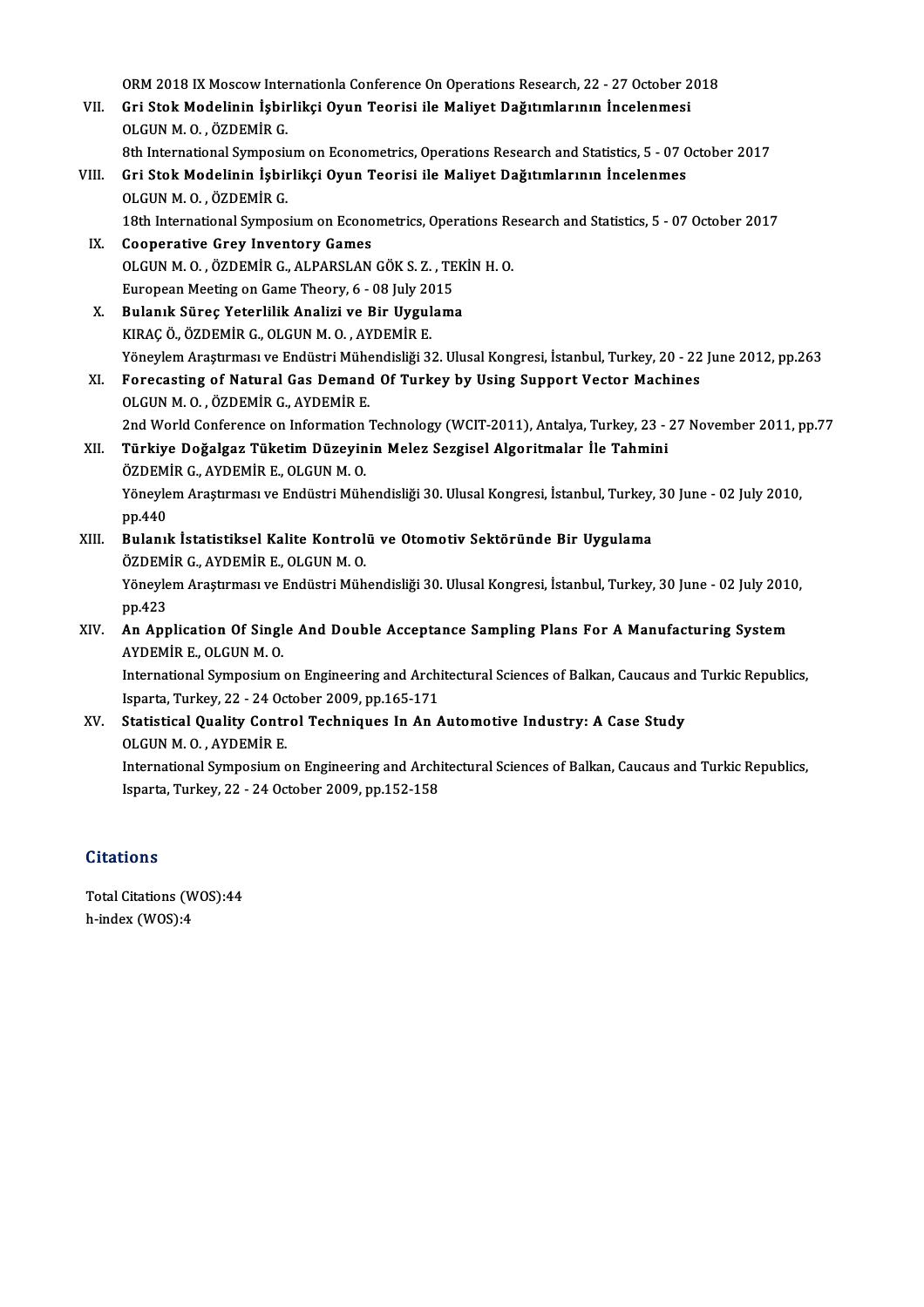ORM 2018 IX Moscow Internationla Conference On Operations Research, 22 - 27 October 2018

VII. **Gri Stok Modelinin İşbirlikçi Oyun Teorisi ile Maliyet Dağıtımlarının İncelenmesi**
OLGUN M. O. , ÖZDEMİR G.
8th International Symposium on Econometrics, Operations Research and Statistics, 5 - 07 October 2017

VIII. **Gri Stok Modelinin İşbirlikçi Oyun Teorisi ile Maliyet Dağıtımlarının İncelenmes**
OLGUN M. O. , ÖZDEMİR G.
18th International Symposium on Econometrics, Operations Research and Statistics, 5 - 07 October 2017

IX. **Cooperative Grey Inventory Games**
OLGUN M. O. , ÖZDEMİR G., ALPARSLAN GÖK S. Z. , TEKİN H. O.
European Meeting on Game Theory, 6 - 08 July 2015

X. **Bulanık Süreç Yeterlilik Analizi ve Bir Uygulama**
KIRAÇ Ö., ÖZDEMİR G., OLGUN M. O. , AYDEMİR E.
Yöneylem Araştırması ve Endüstri Mühendisliği 32. Ulusal Kongresi, İstanbul, Turkey, 20 - 22 June 2012, pp.263

XI. **Forecasting of Natural Gas Demand Of Turkey by Using Support Vector Machines**
OLGUN M. O. , ÖZDEMİR G., AYDEMİR E.
2nd World Conference on Information Technology (WCIT-2011), Antalya, Turkey, 23 - 27 November 2011, pp.77

XII. **Türkiye Doğalgaz Tüketim Düzeyinin Melez Sezgisel Algoritmalar İle Tahmini**
ÖZDEMİR G., AYDEMİR E., OLGUN M. O.
Yöneylem Araştırması ve Endüstri Mühendisliği 30. Ulusal Kongresi, İstanbul, Turkey, 30 June - 02 July 2010, pp.440

XIII. **Bulanık İstatistiksel Kalite Kontrolü ve Otomotiv Sektöründe Bir Uygulama**
ÖZDEMİR G., AYDEMİR E., OLGUN M. O.
Yöneylem Araştırması ve Endüstri Mühendisliği 30. Ulusal Kongresi, İstanbul, Turkey, 30 June - 02 July 2010, pp.423

XIV. **An Application Of Single And Double Acceptance Sampling Plans For A Manufacturing System**
AYDEMİR E., OLGUN M. O.
International Symposium on Engineering and Architectural Sciences of Balkan, Caucaus and Turkic Republics, Isparta, Turkey, 22 - 24 October 2009, pp.165-171

XV. **Statistical Quality Control Techniques In An Automotive Industry: A Case Study**
OLGUN M. O. , AYDEMİR E.
International Symposium on Engineering and Architectural Sciences of Balkan, Caucaus and Turkic Republics, Isparta, Turkey, 22 - 24 October 2009, pp.152-158

## Citations

Total Citations (WOS):44
h-index (WOS):4